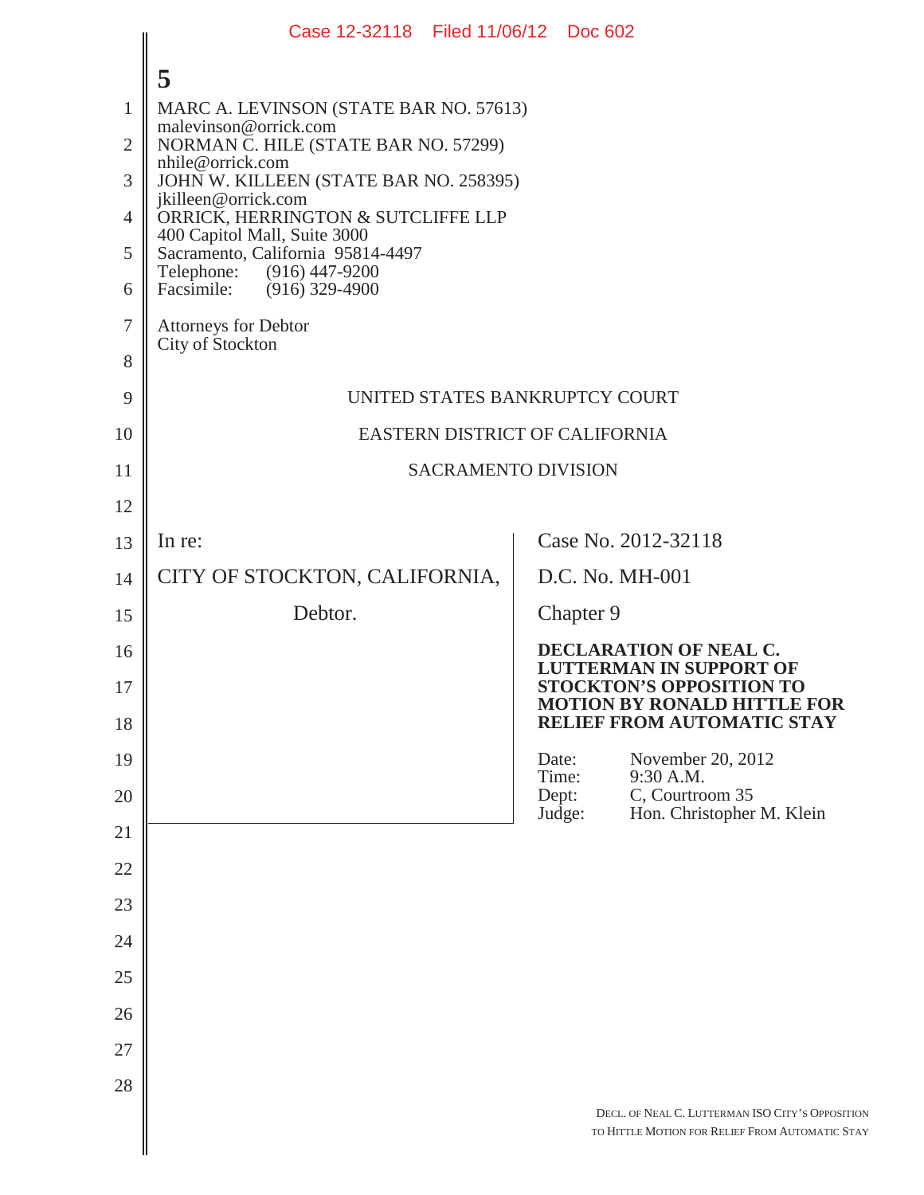**5**

MARC A. LEVINSON (STATE BAR NO. 57613)
malevinson@orrick.com
NORMAN C. HILE (STATE BAR NO. 57299)
nhile@orrick.com
JOHN W. KILLEEN (STATE BAR NO. 258395)
jkilleen@orrick.com
ORRICK, HERRINGTON & SUTCLIFFE LLP
400 Capitol Mall, Suite 3000
Sacramento, California 95814-4497
Telephone: (916) 447-9200
Facsimile: (916) 329-4900

Attorneys for Debtor
City of Stockton

UNITED STATES BANKRUPTCY COURT

EASTERN DISTRICT OF CALIFORNIA

SACRAMENTO DIVISION

| | |
|---|---|
| In re:<br><br>CITY OF STOCKTON, CALIFORNIA,<br><br>Debtor. | Case No. 2012-32118<br><br>D.C. No. MH-001<br><br>Chapter 9<br><br>**DECLARATION OF NEAL C. LUTTERMAN IN SUPPORT OF STOCKTON'S OPPOSITION TO MOTION BY RONALD HITTLE FOR RELIEF FROM AUTOMATIC STAY**<br><br>Date: November 20, 2012<br>Time: 9:30 A.M.<br>Dept: C, Courtroom 35<br>Judge: Hon. Christopher M. Klein |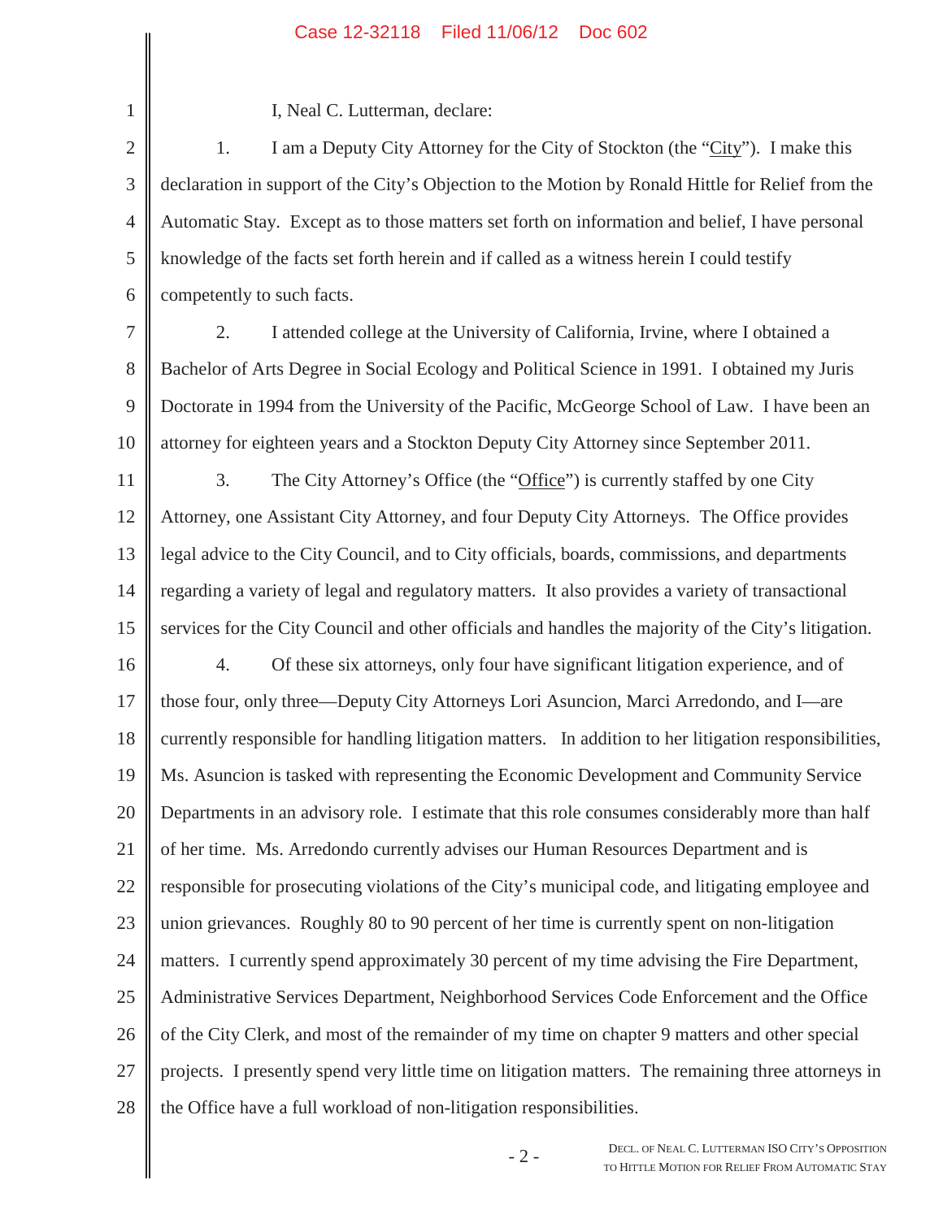I, Neal C. Lutterman, declare:

1. I am a Deputy City Attorney for the City of Stockton (the "City"). I make this declaration in support of the City's Objection to the Motion by Ronald Hittle for Relief from the Automatic Stay. Except as to those matters set forth on information and belief, I have personal knowledge of the facts set forth herein and if called as a witness herein I could testify competently to such facts.

2. I attended college at the University of California, Irvine, where I obtained a Bachelor of Arts Degree in Social Ecology and Political Science in 1991. I obtained my Juris Doctorate in 1994 from the University of the Pacific, McGeorge School of Law. I have been an attorney for eighteen years and a Stockton Deputy City Attorney since September 2011.

3. The City Attorney's Office (the "Office") is currently staffed by one City Attorney, one Assistant City Attorney, and four Deputy City Attorneys. The Office provides legal advice to the City Council, and to City officials, boards, commissions, and departments regarding a variety of legal and regulatory matters. It also provides a variety of transactional services for the City Council and other officials and handles the majority of the City's litigation.

4. Of these six attorneys, only four have significant litigation experience, and of those four, only three—Deputy City Attorneys Lori Asuncion, Marci Arredondo, and I—are currently responsible for handling litigation matters. In addition to her litigation responsibilities, Ms. Asuncion is tasked with representing the Economic Development and Community Service Departments in an advisory role. I estimate that this role consumes considerably more than half of her time. Ms. Arredondo currently advises our Human Resources Department and is responsible for prosecuting violations of the City's municipal code, and litigating employee and union grievances. Roughly 80 to 90 percent of her time is currently spent on non-litigation matters. I currently spend approximately 30 percent of my time advising the Fire Department, Administrative Services Department, Neighborhood Services Code Enforcement and the Office of the City Clerk, and most of the remainder of my time on chapter 9 matters and other special projects. I presently spend very little time on litigation matters. The remaining three attorneys in the Office have a full workload of non-litigation responsibilities.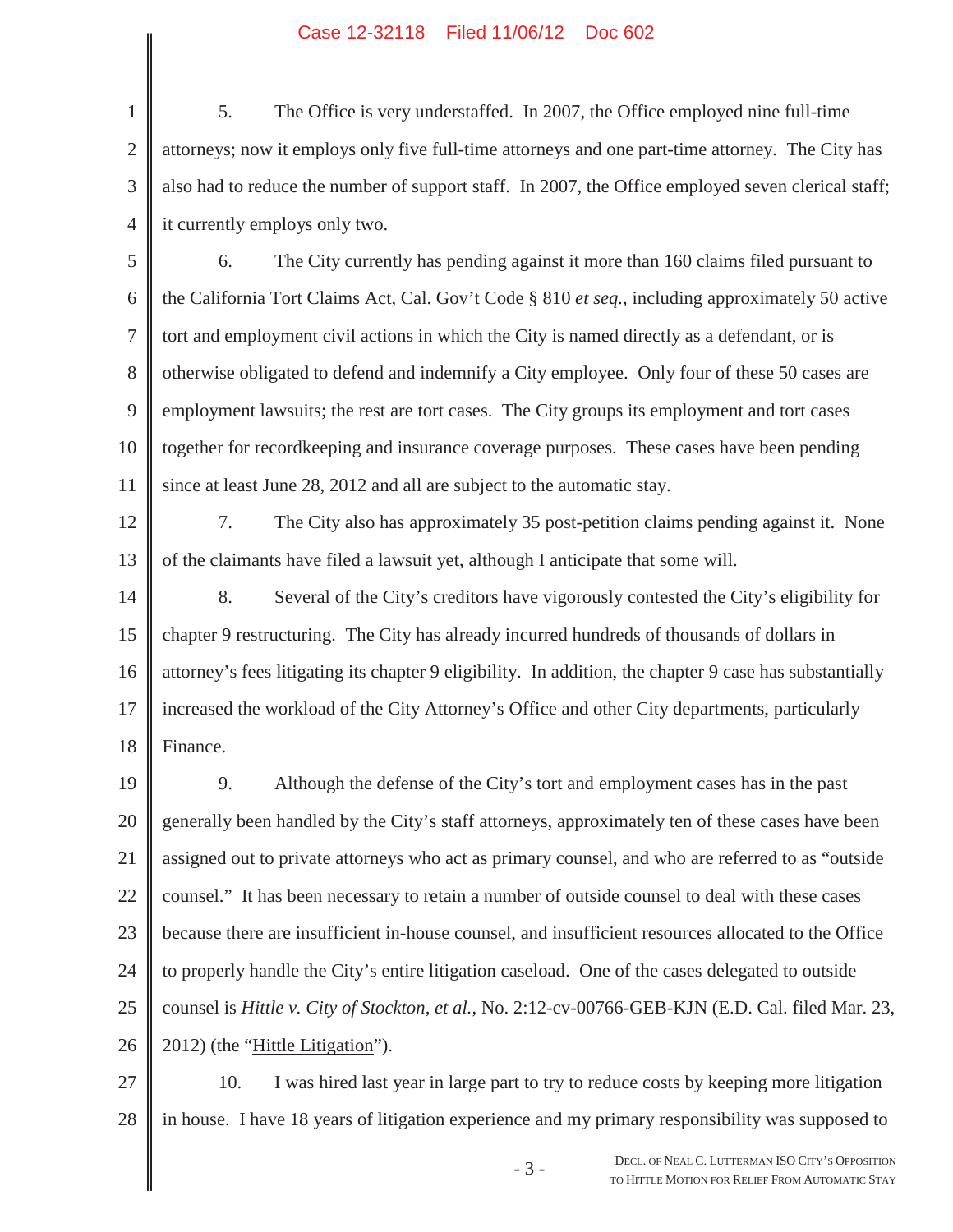5. The Office is very understaffed. In 2007, the Office employed nine full-time attorneys; now it employs only five full-time attorneys and one part-time attorney. The City has also had to reduce the number of support staff. In 2007, the Office employed seven clerical staff; it currently employs only two.

6. The City currently has pending against it more than 160 claims filed pursuant to the California Tort Claims Act, Cal. Gov't Code § 810 *et seq.*, including approximately 50 active tort and employment civil actions in which the City is named directly as a defendant, or is otherwise obligated to defend and indemnify a City employee. Only four of these 50 cases are employment lawsuits; the rest are tort cases. The City groups its employment and tort cases together for recordkeeping and insurance coverage purposes. These cases have been pending since at least June 28, 2012 and all are subject to the automatic stay.

7. The City also has approximately 35 post-petition claims pending against it. None of the claimants have filed a lawsuit yet, although I anticipate that some will.

8. Several of the City's creditors have vigorously contested the City's eligibility for chapter 9 restructuring. The City has already incurred hundreds of thousands of dollars in attorney's fees litigating its chapter 9 eligibility. In addition, the chapter 9 case has substantially increased the workload of the City Attorney's Office and other City departments, particularly Finance.

9. Although the defense of the City's tort and employment cases has in the past generally been handled by the City's staff attorneys, approximately ten of these cases have been assigned out to private attorneys who act as primary counsel, and who are referred to as "outside counsel." It has been necessary to retain a number of outside counsel to deal with these cases because there are insufficient in-house counsel, and insufficient resources allocated to the Office to properly handle the City's entire litigation caseload. One of the cases delegated to outside counsel is *Hittle v. City of Stockton, et al.*, No. 2:12-cv-00766-GEB-KJN (E.D. Cal. filed Mar. 23, 2012) (the "Hittle Litigation").

10. I was hired last year in large part to try to reduce costs by keeping more litigation in house. I have 18 years of litigation experience and my primary responsibility was supposed to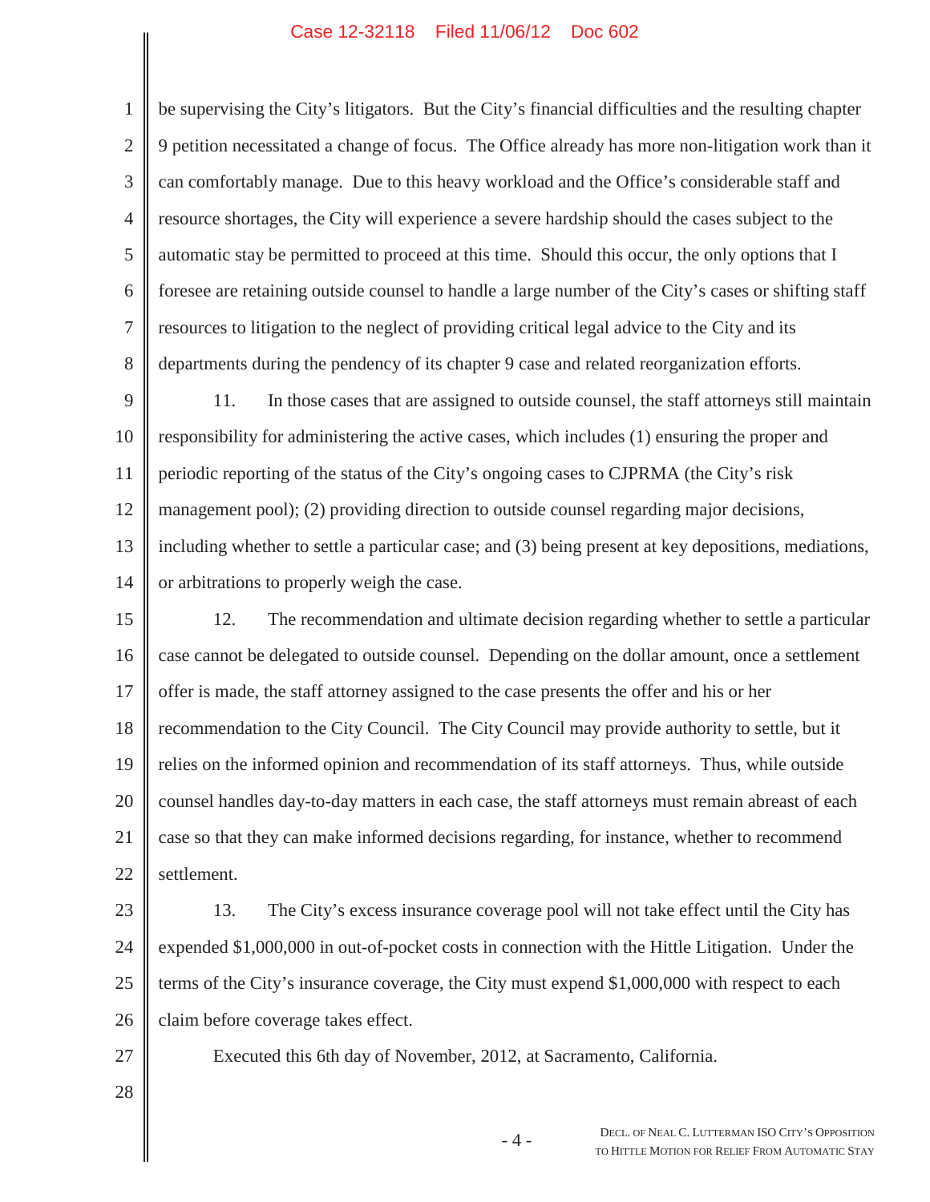be supervising the City's litigators. But the City's financial difficulties and the resulting chapter 9 petition necessitated a change of focus. The Office already has more non-litigation work than it can comfortably manage. Due to this heavy workload and the Office's considerable staff and resource shortages, the City will experience a severe hardship should the cases subject to the automatic stay be permitted to proceed at this time. Should this occur, the only options that I foresee are retaining outside counsel to handle a large number of the City's cases or shifting staff resources to litigation to the neglect of providing critical legal advice to the City and its departments during the pendency of its chapter 9 case and related reorganization efforts.

11. In those cases that are assigned to outside counsel, the staff attorneys still maintain responsibility for administering the active cases, which includes (1) ensuring the proper and periodic reporting of the status of the City's ongoing cases to CJPRMA (the City's risk management pool); (2) providing direction to outside counsel regarding major decisions, including whether to settle a particular case; and (3) being present at key depositions, mediations, or arbitrations to properly weigh the case.

12. The recommendation and ultimate decision regarding whether to settle a particular case cannot be delegated to outside counsel. Depending on the dollar amount, once a settlement offer is made, the staff attorney assigned to the case presents the offer and his or her recommendation to the City Council. The City Council may provide authority to settle, but it relies on the informed opinion and recommendation of its staff attorneys. Thus, while outside counsel handles day-to-day matters in each case, the staff attorneys must remain abreast of each case so that they can make informed decisions regarding, for instance, whether to recommend settlement.

13. The City's excess insurance coverage pool will not take effect until the City has expended $1,000,000 in out-of-pocket costs in connection with the Hittle Litigation. Under the terms of the City's insurance coverage, the City must expend $1,000,000 with respect to each claim before coverage takes effect.

Executed this 6th day of November, 2012, at Sacramento, California.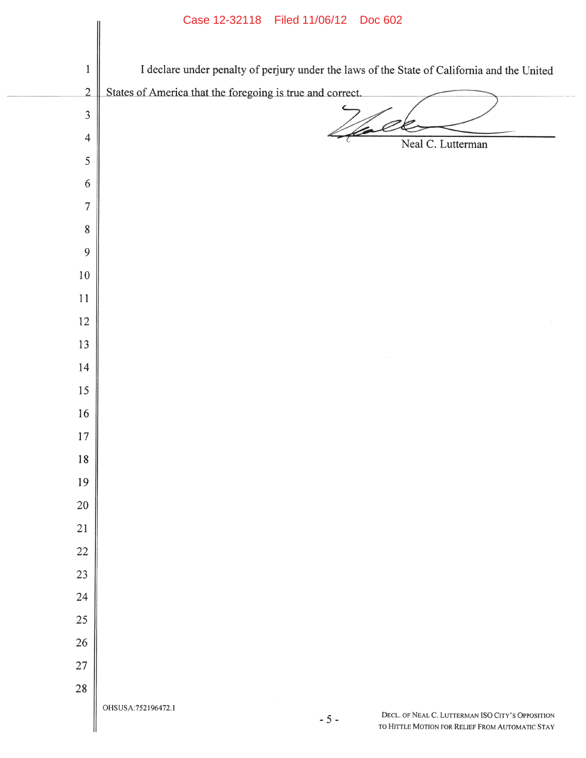I declare under penalty of perjury under the laws of the State of California and the United States of America that the foregoing is true and correct.

Neal C. Lutterman

OHSUSA:752196472.1

DECL. OF NEAL C. LUTTERMAN ISO CITY'S OPPOSITION TO HITTLE MOTION FOR RELIEF FROM AUTOMATIC STAY